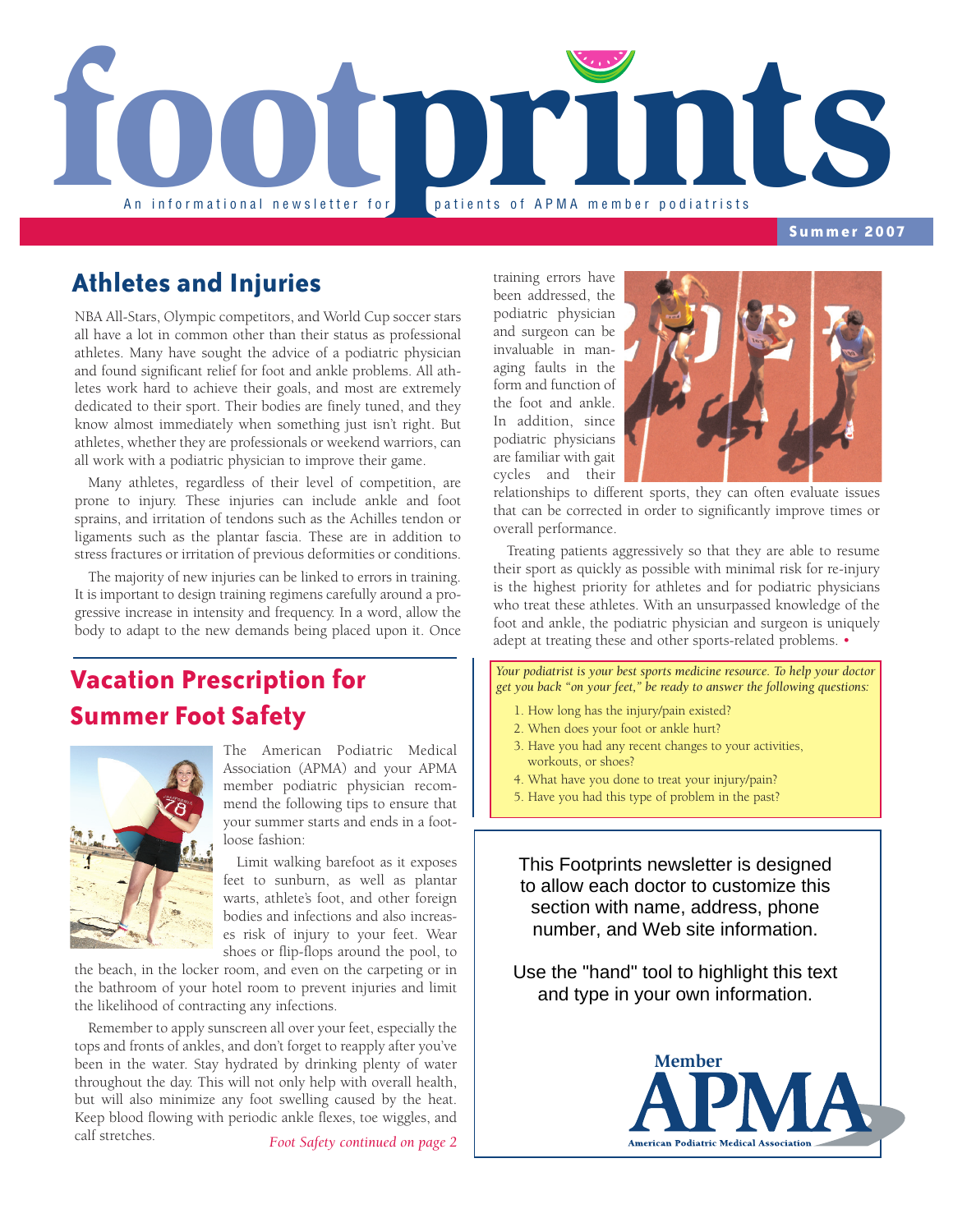# footprints

An informational newsletter for patients of APMA member podiatrists

Summer 2007

## Athletes and Injuries

NBA All-Stars, Olympic competitors, and World Cup soccer stars all have a lot in common other than their status as professional athletes. Many have sought the advice of a podiatric physician and found significant relief for foot and ankle problems. All athletes work hard to achieve their goals, and most are extremely dedicated to their sport. Their bodies are finely tuned, and they know almost immediately when something just isn't right. But athletes, whether they are professionals or weekend warriors, can all work with a podiatric physician to improve their game.

Many athletes, regardless of their level of competition, are prone to injury. These injuries can include ankle and foot sprains, and irritation of tendons such as the Achilles tendon or ligaments such as the plantar fascia. These are in addition to stress fractures or irritation of previous deformities or conditions.

The majority of new injuries can be linked to errors in training. It is important to design training regimens carefully around a progressive increase in intensity and frequency. In a word, allow the body to adapt to the new demands being placed upon it. Once training errors have been addressed, the podiatric physician and surgeon can be invaluable in managing faults in the form and function of the foot and ankle. In addition, since podiatric physicians are familiar with gait cycles and their relationships to different sports, they can often evaluate issues that can be corrected in order to significantly improve times or overall performance.

Treating patients aggressively so that they are able to resume their sport as quickly as possible with minimal risk for re-injury is the highest priority for athletes and for podiatric physicians who treat these athletes. With an unsurpassed knowledge of the foot and ankle, the podiatric physician and surgeon is uniquely adept at treating these and other sports-related problems. •

*Your podiatrist is your best sports medicine resource. To help your doctor get you back "on your feet," be ready to answer the following questions:*

1. How long has the injury/pain existed?
2. When does your foot or ankle hurt?
3. Have you had any recent changes to your activities, workouts, or shoes?
4. What have you done to treat your injury/pain?
5. Have you had this type of problem in the past?

## Vacation Prescription for Summer Foot Safety

The American Podiatric Medical Association (APMA) and your APMA member podiatric physician recommend the following tips to ensure that your summer starts and ends in a foot-loose fashion:

Limit walking barefoot as it exposes feet to sunburn, as well as plantar warts, athlete's foot, and other foreign bodies and infections and also increases risk of injury to your feet. Wear shoes or flip-flops around the pool, to the beach, in the locker room, and even on the carpeting or in the bathroom of your hotel room to prevent injuries and limit the likelihood of contracting any infections.

Remember to apply sunscreen all over your feet, especially the tops and fronts of ankles, and don't forget to reapply after you've been in the water. Stay hydrated by drinking plenty of water throughout the day. This will not only help with overall health, but will also minimize any foot swelling caused by the heat. Keep blood flowing with periodic ankle flexes, toe wiggles, and calf stretches.

*Foot Safety continued on page 2*

This Footprints newsletter is designed to allow each doctor to customize this section with name, address, phone number, and Web site information.

Use the "hand" tool to highlight this text and type in your own information.

Member APMA
American Podiatric Medical Association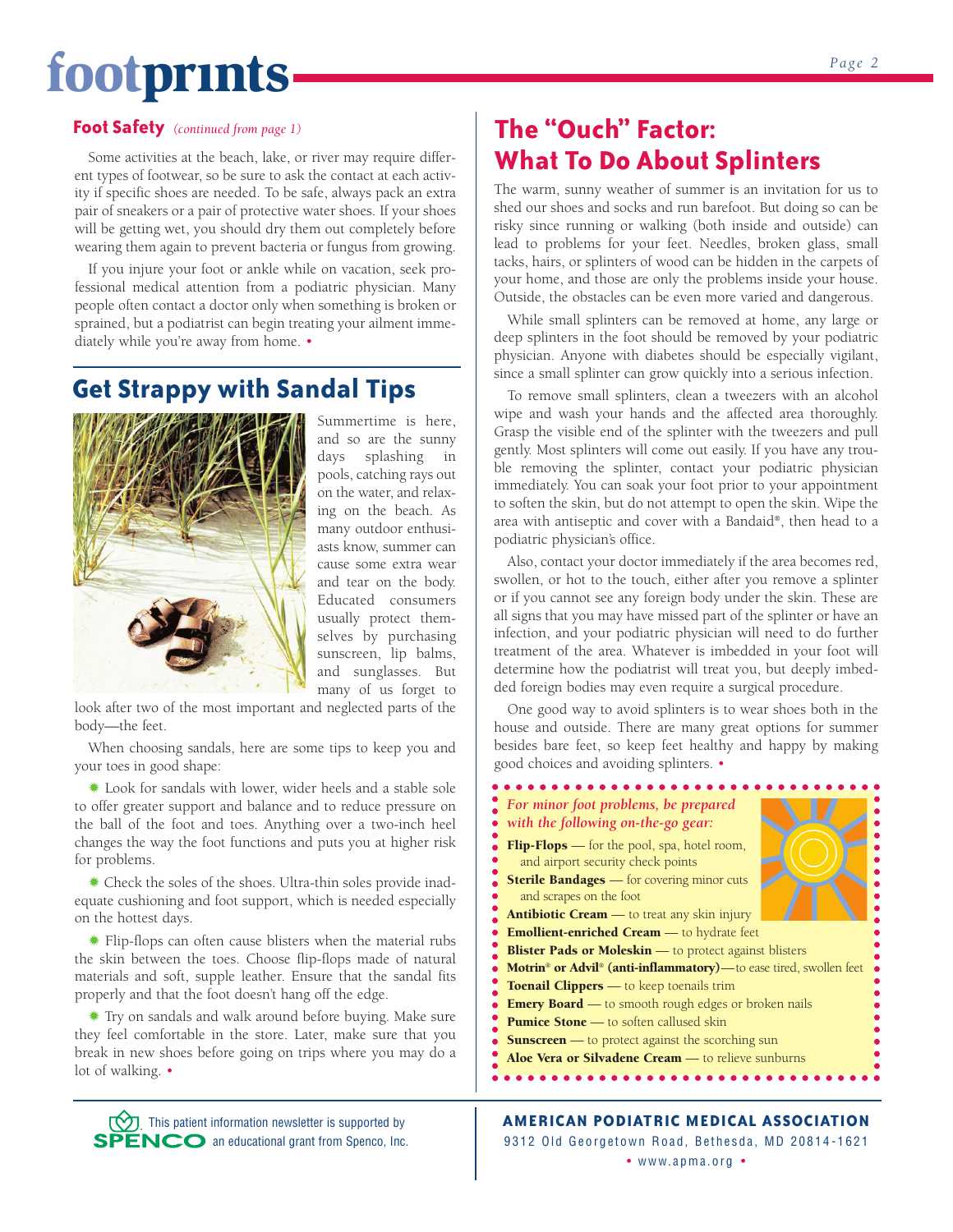## Foot Safety *(continued from page 1)*

Some activities at the beach, lake, or river may require different types of footwear, so be sure to ask the contact at each activity if specific shoes are needed. To be safe, always pack an extra pair of sneakers or a pair of protective water shoes. If your shoes will be getting wet, you should dry them out completely before wearing them again to prevent bacteria or fungus from growing.

If you injure your foot or ankle while on vacation, seek professional medical attention from a podiatric physician. Many people often contact a doctor only when something is broken or sprained, but a podiatrist can begin treating your ailment immediately while you're away from home. •

## Get Strappy with Sandal Tips

Summertime is here, and so are the sunny days splashing in pools, catching rays out on the water, and relaxing on the beach. As many outdoor enthusiasts know, summer can cause some extra wear and tear on the body. Educated consumers usually protect themselves by purchasing sunscreen, lip balms, and sunglasses. But many of us forget to look after two of the most important and neglected parts of the body—the feet.

When choosing sandals, here are some tips to keep you and your toes in good shape:

- Look for sandals with lower, wider heels and a stable sole to offer greater support and balance and to reduce pressure on the ball of the foot and toes. Anything over a two-inch heel changes the way the foot functions and puts you at higher risk for problems.
- Check the soles of the shoes. Ultra-thin soles provide inadequate cushioning and foot support, which is needed especially on the hottest days.
- Flip-flops can often cause blisters when the material rubs the skin between the toes. Choose flip-flops made of natural materials and soft, supple leather. Ensure that the sandal fits properly and that the foot doesn't hang off the edge.
- Try on sandals and walk around before buying. Make sure they feel comfortable in the store. Later, make sure that you break in new shoes before going on trips where you may do a lot of walking. •

## The "Ouch" Factor: What To Do About Splinters

The warm, sunny weather of summer is an invitation for us to shed our shoes and socks and run barefoot. But doing so can be risky since running or walking (both inside and outside) can lead to problems for your feet. Needles, broken glass, small tacks, hairs, or splinters of wood can be hidden in the carpets of your home, and those are only the problems inside your house. Outside, the obstacles can be even more varied and dangerous.

While small splinters can be removed at home, any large or deep splinters in the foot should be removed by your podiatric physician. Anyone with diabetes should be especially vigilant, since a small splinter can grow quickly into a serious infection.

To remove small splinters, clean a tweezers with an alcohol wipe and wash your hands and the affected area thoroughly. Grasp the visible end of the splinter with the tweezers and pull gently. Most splinters will come out easily. If you have any trouble removing the splinter, contact your podiatric physician immediately. You can soak your foot prior to your appointment to soften the skin, but do not attempt to open the skin. Wipe the area with antiseptic and cover with a Bandaid®, then head to a podiatric physician's office.

Also, contact your doctor immediately if the area becomes red, swollen, or hot to the touch, either after you remove a splinter or if you cannot see any foreign body under the skin. These are all signs that you may have missed part of the splinter or have an infection, and your podiatric physician will need to do further treatment of the area. Whatever is imbedded in your foot will determine how the podiatrist will treat you, but deeply imbedded foreign bodies may even require a surgical procedure.

One good way to avoid splinters is to wear shoes both in the house and outside. There are many great options for summer besides bare feet, so keep feet healthy and happy by making good choices and avoiding splinters. •

*For minor foot problems, be prepared with the following on-the-go gear:*

- **Flip-Flops** — for the pool, spa, hotel room, and airport security check points
- **Sterile Bandages** — for covering minor cuts and scrapes on the foot
- **Antibiotic Cream** — to treat any skin injury
- **Emollient-enriched Cream** — to hydrate feet
- **Blister Pads or Moleskin** — to protect against blisters
- **Motrin® or Advil® (anti-inflammatory)**—to ease tired, swollen feet
- **Toenail Clippers** — to keep toenails trim
- **Emery Board** — to smooth rough edges or broken nails
- **Pumice Stone** — to soften callused skin
- **Sunscreen** — to protect against the scorching sun
- **Aloe Vera or Silvadene Cream** — to relieve sunburns

SPENCO — This patient information newsletter is supported by an educational grant from Spenco, Inc.

**AMERICAN PODIATRIC MEDICAL ASSOCIATION**
9312 Old Georgetown Road, Bethesda, MD 20814-1621
• www.apma.org •